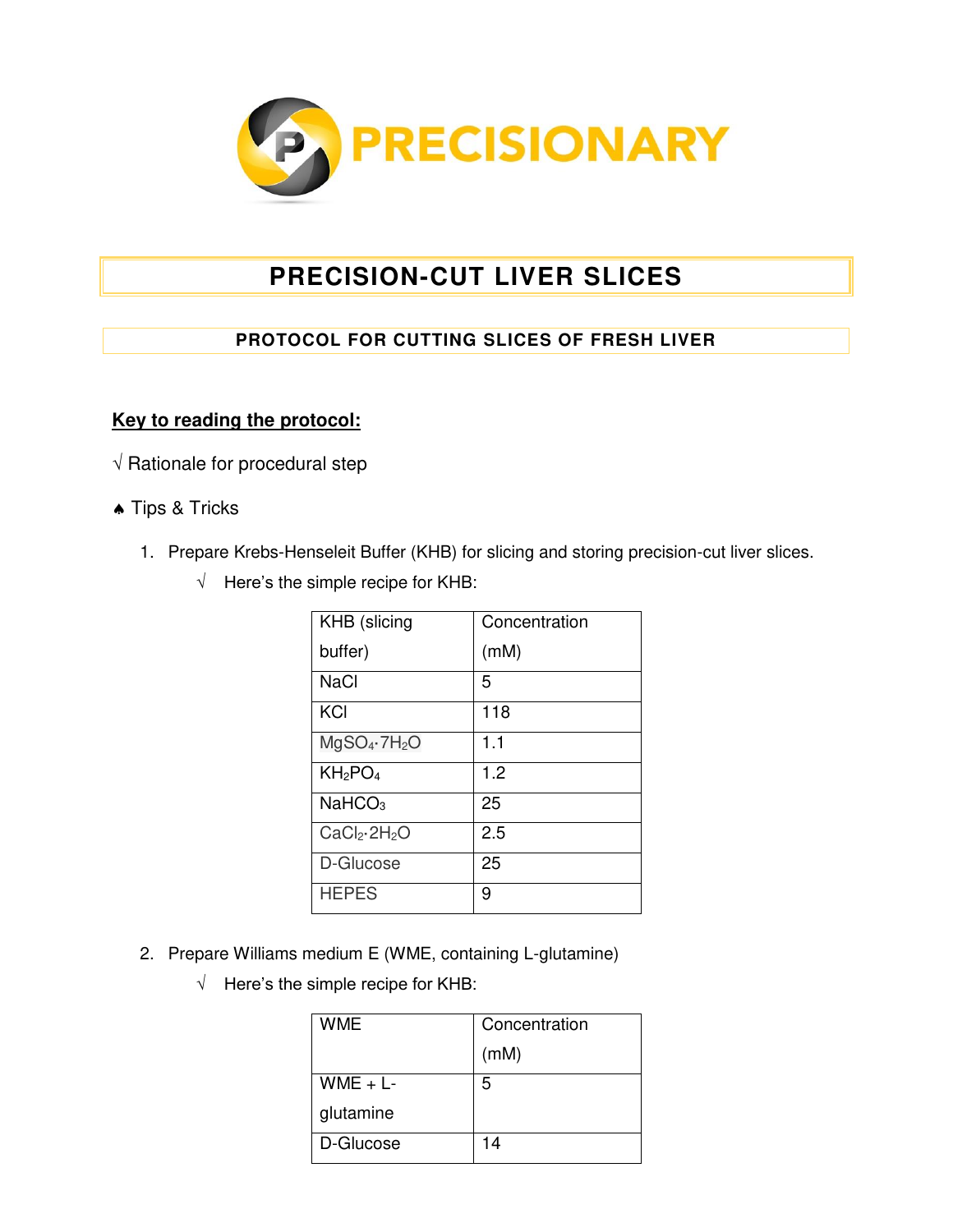PRECISIONARY

# PRECISION-CUT LIVER SLICES

## PROTOCOL FOR CUTTING SLICES OF FRESH LIVER

**Key to reading the protocol:**

√ Rationale for procedural step

♠ Tips & Tricks

1. Prepare Krebs-Henseleit Buffer (KHB) for slicing and storing precision-cut liver slices.
   - √ Here's the simple recipe for KHB:

| KHB (slicing buffer) | Concentration (mM) |
|---|---|
| NaCl | 5 |
| KCl | 118 |
| $MgSO_4 \cdot 7H_2O$ | 1.1 |
| $KH_2PO_4$ | 1.2 |
| $NaHCO_3$ | 25 |
| $CaCl_2 \cdot 2H_2O$ | 2.5 |
| D-Glucose | 25 |
| HEPES | 9 |

2. Prepare Williams medium E (WME, containing L-glutamine)
   - √ Here's the simple recipe for KHB:

| WME | Concentration (mM) |
|---|---|
| WME + L-glutamine | 5 |
| D-Glucose | 14 |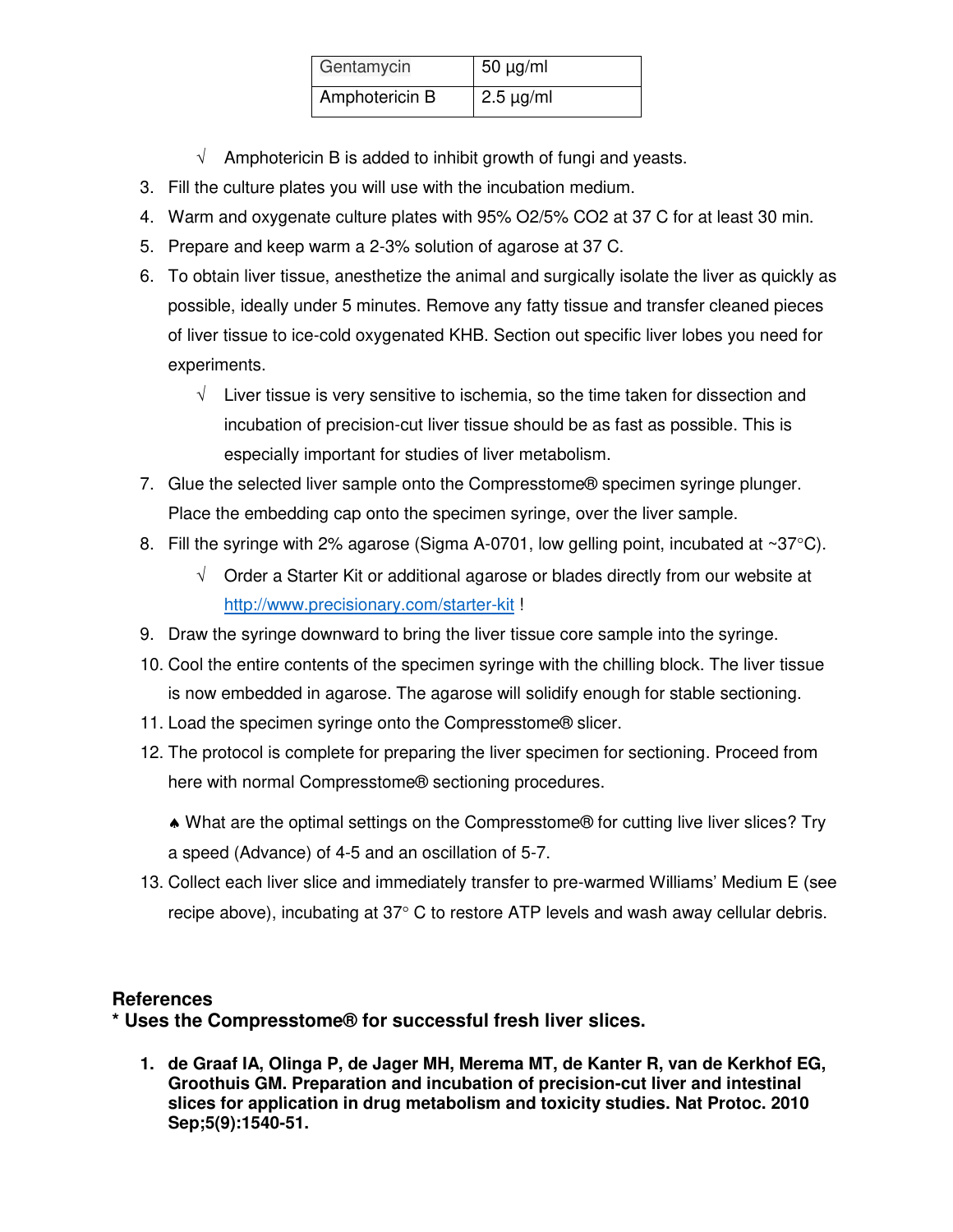| Gentamycin | 50 µg/ml |
| --- | --- |
| Amphotericin B | 2.5 µg/ml |

- √ Amphotericin B is added to inhibit growth of fungi and yeasts.

3. Fill the culture plates you will use with the incubation medium.
4. Warm and oxygenate culture plates with 95% $O_2$/5% $CO_2$ at 37 C for at least 30 min.
5. Prepare and keep warm a 2-3% solution of agarose at 37 C.
6. To obtain liver tissue, anesthetize the animal and surgically isolate the liver as quickly as possible, ideally under 5 minutes. Remove any fatty tissue and transfer cleaned pieces of liver tissue to ice-cold oxygenated KHB. Section out specific liver lobes you need for experiments.
   - √ Liver tissue is very sensitive to ischemia, so the time taken for dissection and incubation of precision-cut liver tissue should be as fast as possible. This is especially important for studies of liver metabolism.
7. Glue the selected liver sample onto the Compresstome® specimen syringe plunger. Place the embedding cap onto the specimen syringe, over the liver sample.
8. Fill the syringe with 2% agarose (Sigma A-0701, low gelling point, incubated at ~37°C).
   - √ Order a Starter Kit or additional agarose or blades directly from our website at [http://www.precisionary.com/starter-kit](http://www.precisionary.com/starter-kit) !
9. Draw the syringe downward to bring the liver tissue core sample into the syringe.
10. Cool the entire contents of the specimen syringe with the chilling block. The liver tissue is now embedded in agarose. The agarose will solidify enough for stable sectioning.
11. Load the specimen syringe onto the Compresstome® slicer.
12. The protocol is complete for preparing the liver specimen for sectioning. Proceed from here with normal Compresstome® sectioning procedures.

    ♠ What are the optimal settings on the Compresstome® for cutting live liver slices? Try a speed (Advance) of 4-5 and an oscillation of 5-7.
13. Collect each liver slice and immediately transfer to pre-warmed Williams' Medium E (see recipe above), incubating at 37° C to restore ATP levels and wash away cellular debris.

## References

**\* Uses the Compresstome® for successful fresh liver slices.**

1. **de Graaf IA, Olinga P, de Jager MH, Merema MT, de Kanter R, van de Kerkhof EG, Groothuis GM. Preparation and incubation of precision-cut liver and intestinal slices for application in drug metabolism and toxicity studies. Nat Protoc. 2010 Sep;5(9):1540-51.**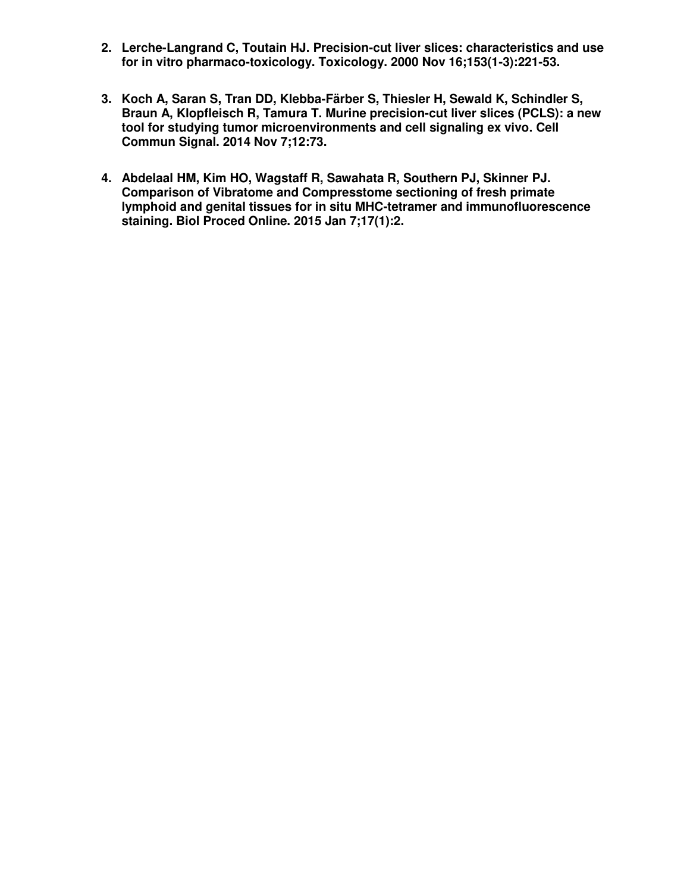2. **Lerche-Langrand C, Toutain HJ. Precision-cut liver slices: characteristics and use for in vitro pharmaco-toxicology. Toxicology. 2000 Nov 16;153(1-3):221-53.**

3. **Koch A, Saran S, Tran DD, Klebba-Färber S, Thiesler H, Sewald K, Schindler S, Braun A, Klopfleisch R, Tamura T. Murine precision-cut liver slices (PCLS): a new tool for studying tumor microenvironments and cell signaling ex vivo. Cell Commun Signal. 2014 Nov 7;12:73.**

4. **Abdelaal HM, Kim HO, Wagstaff R, Sawahata R, Southern PJ, Skinner PJ. Comparison of Vibratome and Compresstome sectioning of fresh primate lymphoid and genital tissues for in situ MHC-tetramer and immunofluorescence staining. Biol Proced Online. 2015 Jan 7;17(1):2.**